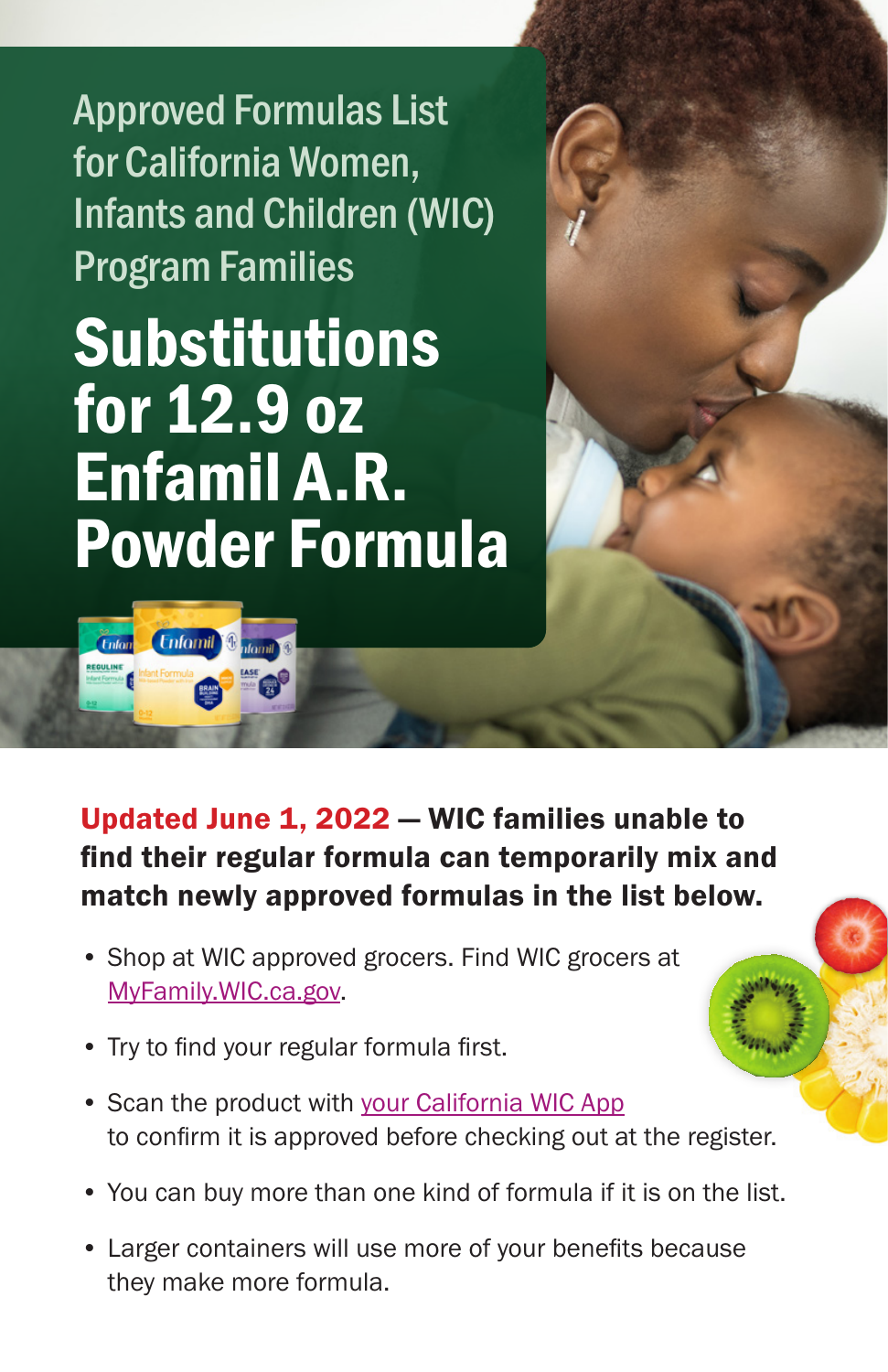## Approved Formulas List for California Women, Infants and Children (WIC) Program Families

# Substitutions for 12.9 oz Enfamil A.R. Powder Formula

**Updated June 1, 2022 — WIC families unable to find their regular formula can temporarily mix and match newly approved formulas in the list below.**

- Shop at WIC approved grocers. Find WIC grocers at MyFamily.WIC.ca.gov.
- Try to find your regular formula first.
- Scan the product with your California WIC App to confirm it is approved before checking out at the register.
- You can buy more than one kind of formula if it is on the list.
- Larger containers will use more of your benefits because they make more formula.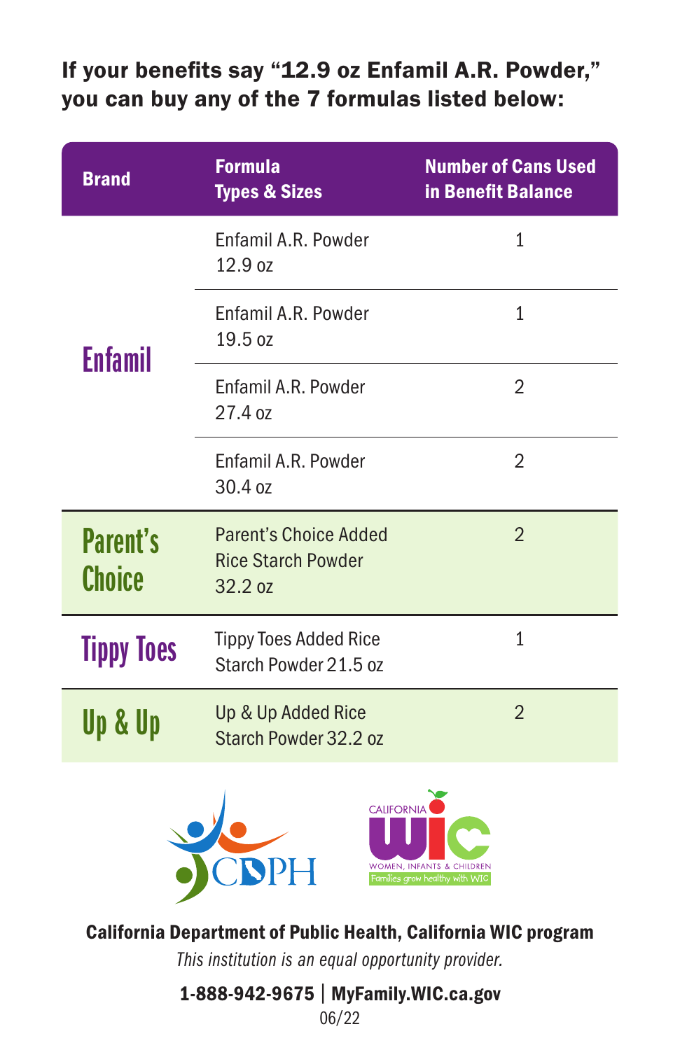**If your benefits say "12.9 oz Enfamil A.R. Powder," you can buy any of the 7 formulas listed below:**

| Brand | Formula Types & Sizes | Number of Cans Used in Benefit Balance |
|---|---|---|
| Enfamil | Enfamil A.R. Powder 12.9 oz | 1 |
| | Enfamil A.R. Powder 19.5 oz | 1 |
| | Enfamil A.R. Powder 27.4 oz | 2 |
| | Enfamil A.R. Powder 30.4 oz | 2 |
| Parent's Choice | Parent's Choice Added Rice Starch Powder 32.2 oz | 2 |
| Tippy Toes | Tippy Toes Added Rice Starch Powder 21.5 oz | 1 |
| Up & Up | Up & Up Added Rice Starch Powder 32.2 oz | 2 |

CDPH

CALIFORNIA WIC
WOMEN, INFANTS & CHILDREN
Families grow healthy with WIC

**California Department of Public Health, California WIC program**

*This institution is an equal opportunity provider.*

**1-888-942-9675 | MyFamily.WIC.ca.gov**

06/22